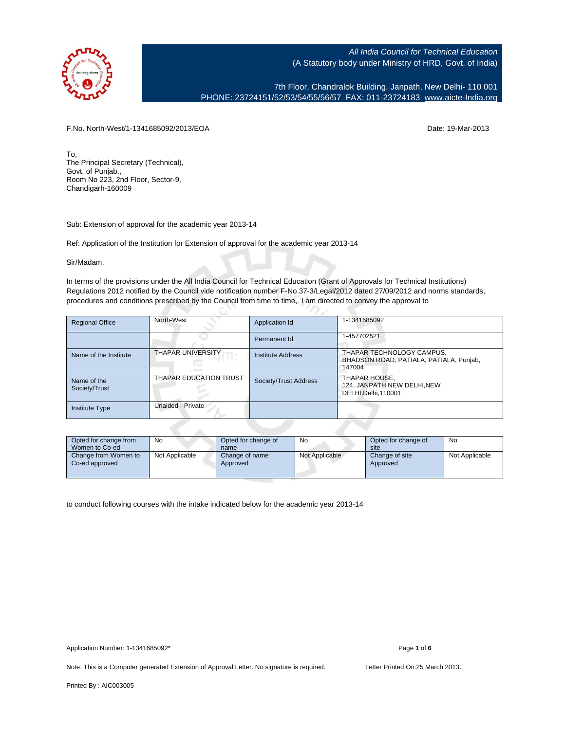All India Council for Technical Education
(A Statutory body under Ministry of HRD, Govt. of India)

7th Floor, Chandralok Building, Janpath, New Delhi- 110 001
PHONE: 23724151/52/53/54/55/56/57 FAX: 011-23724183 www.aicte-India.org

F.No. North-West/1-1341685092/2013/EOA

Date: 19-Mar-2013

To,
The Principal Secretary (Technical),
Govt. of Punjab.,
Room No 223, 2nd Floor, Sector-9,
Chandigarh-160009

Sub: Extension of approval for the academic year 2013-14

Ref: Application of the Institution for Extension of approval for the academic year 2013-14

Sir/Madam,

In terms of the provisions under the All India Council for Technical Education (Grant of Approvals for Technical Institutions) Regulations 2012 notified by the Council vide notification number F-No.37-3/Legal/2012 dated 27/09/2012 and norms standards, procedures and conditions prescribed by the Council from time to time, I am directed to convey the approval to

| | | | |
|---|---|---|---|
| Regional Office | North-West | Application Id | 1-1341685092 |
| | | Permanent Id | 1-457702521 |
| Name of the Institute | THAPAR UNIVERSITY | Institute Address | THAPAR TECHNOLOGY CAMPUS, BHADSON ROAD, PATIALA, PATIALA, Punjab, 147004 |
| Name of the Society/Trust | THAPAR EDUCATION TRUST | Society/Trust Address | THAPAR HOUSE, 124, JANPATH,NEW DELHI,NEW DELHI,Delhi,110001 |
| Institute Type | Unaided - Private | | |

| | | | | | |
|---|---|---|---|---|---|
| Opted for change from Women to Co-ed | No | Opted for change of name | No | Opted for change of site | No |
| Change from Women to Co-ed approved | Not Applicable | Change of name Approved | Not Applicable | Change of site Approved | Not Applicable |

to conduct following courses with the intake indicated below for the academic year 2013-14

Application Number: 1-1341685092*

Note: This is a Computer generated Extension of Approval Letter. No signature is required.

Letter Printed On:25 March 2013.

Printed By : AIC003005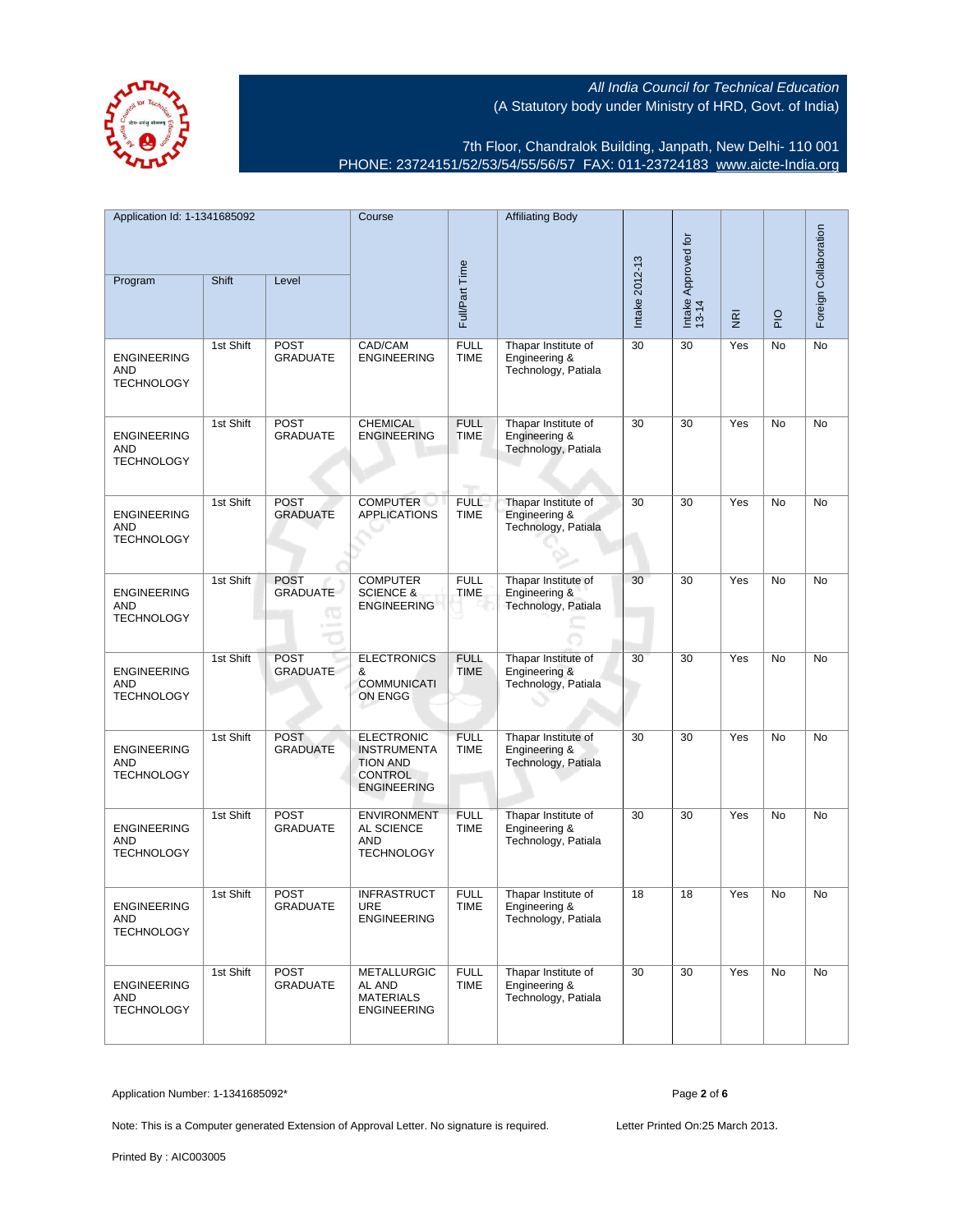All India Council for Technical Education
(A Statutory body under Ministry of HRD, Govt. of India)

7th Floor, Chandralok Building, Janpath, New Delhi- 110 001
PHONE: 23724151/52/53/54/55/56/57 FAX: 011-23724183 www.aicte-India.org

| Application Id: 1-1341685092 | | | Course | Full/Part Time | Affiliating Body | Intake 2012-13 | Intake Approved for 13-14 | NRI | PIO | Foreign Collaboration |
|---|---|---|---|---|---|---|---|---|---|---|
| Program | Shift | Level | | | | | | | | |
| ENGINEERING AND TECHNOLOGY | 1st Shift | POST GRADUATE | CAD/CAM ENGINEERING | FULL TIME | Thapar Institute of Engineering & Technology, Patiala | 30 | 30 | Yes | No | No |
| ENGINEERING AND TECHNOLOGY | 1st Shift | POST GRADUATE | CHEMICAL ENGINEERING | FULL TIME | Thapar Institute of Engineering & Technology, Patiala | 30 | 30 | Yes | No | No |
| ENGINEERING AND TECHNOLOGY | 1st Shift | POST GRADUATE | COMPUTER APPLICATIONS | FULL TIME | Thapar Institute of Engineering & Technology, Patiala | 30 | 30 | Yes | No | No |
| ENGINEERING AND TECHNOLOGY | 1st Shift | POST GRADUATE | COMPUTER SCIENCE & ENGINEERING | FULL TIME | Thapar Institute of Engineering & Technology, Patiala | 30 | 30 | Yes | No | No |
| ENGINEERING AND TECHNOLOGY | 1st Shift | POST GRADUATE | ELECTRONICS & COMMUNICATION ENGG | FULL TIME | Thapar Institute of Engineering & Technology, Patiala | 30 | 30 | Yes | No | No |
| ENGINEERING AND TECHNOLOGY | 1st Shift | POST GRADUATE | ELECTRONIC INSTRUMENTATION AND CONTROL ENGINEERING | FULL TIME | Thapar Institute of Engineering & Technology, Patiala | 30 | 30 | Yes | No | No |
| ENGINEERING AND TECHNOLOGY | 1st Shift | POST GRADUATE | ENVIRONMENTAL SCIENCE AND TECHNOLOGY | FULL TIME | Thapar Institute of Engineering & Technology, Patiala | 30 | 30 | Yes | No | No |
| ENGINEERING AND TECHNOLOGY | 1st Shift | POST GRADUATE | INFRASTRUCTURE ENGINEERING | FULL TIME | Thapar Institute of Engineering & Technology, Patiala | 18 | 18 | Yes | No | No |
| ENGINEERING AND TECHNOLOGY | 1st Shift | POST GRADUATE | METALLURGICAL AND MATERIALS ENGINEERING | FULL TIME | Thapar Institute of Engineering & Technology, Patiala | 30 | 30 | Yes | No | No |

Application Number: 1-1341685092*

Note: This is a Computer generated Extension of Approval Letter. No signature is required. Letter Printed On:25 March 2013.

Printed By : AIC003005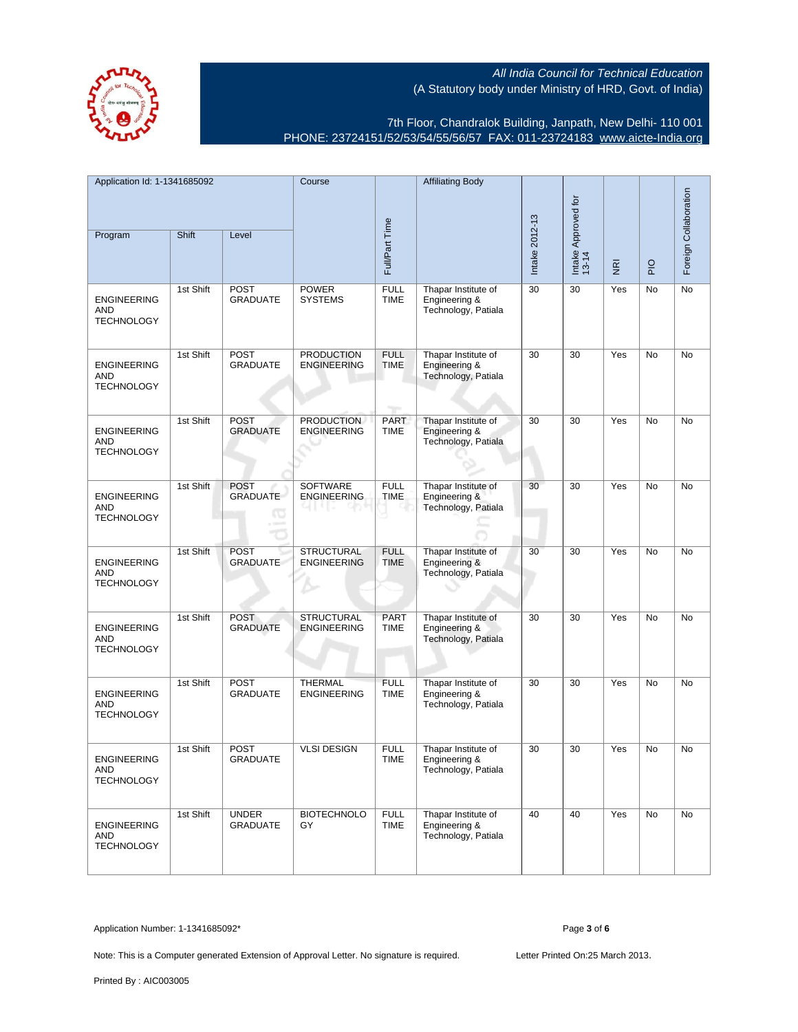All India Council for Technical Education
(A Statutory body under Ministry of HRD, Govt. of India)

7th Floor, Chandralok Building, Janpath, New Delhi- 110 001
PHONE: 23724151/52/53/54/55/56/57 FAX: 011-23724183 www.aicte-India.org

| Application Id: 1-1341685092 | | | Course | Full/Part Time | Affiliating Body | Intake 2012-13 | Intake Approved for 13-14 | NRI | PIO | Foreign Collaboration |
|---|---|---|---|---|---|---|---|---|---|---|
| Program | Shift | Level | | | | | | | | |
| ENGINEERING AND TECHNOLOGY | 1st Shift | POST GRADUATE | POWER SYSTEMS | FULL TIME | Thapar Institute of Engineering & Technology, Patiala | 30 | 30 | Yes | No | No |
| ENGINEERING AND TECHNOLOGY | 1st Shift | POST GRADUATE | PRODUCTION ENGINEERING | FULL TIME | Thapar Institute of Engineering & Technology, Patiala | 30 | 30 | Yes | No | No |
| ENGINEERING AND TECHNOLOGY | 1st Shift | POST GRADUATE | PRODUCTION ENGINEERING | PART TIME | Thapar Institute of Engineering & Technology, Patiala | 30 | 30 | Yes | No | No |
| ENGINEERING AND TECHNOLOGY | 1st Shift | POST GRADUATE | SOFTWARE ENGINEERING | FULL TIME | Thapar Institute of Engineering & Technology, Patiala | 30 | 30 | Yes | No | No |
| ENGINEERING AND TECHNOLOGY | 1st Shift | POST GRADUATE | STRUCTURAL ENGINEERING | FULL TIME | Thapar Institute of Engineering & Technology, Patiala | 30 | 30 | Yes | No | No |
| ENGINEERING AND TECHNOLOGY | 1st Shift | POST GRADUATE | STRUCTURAL ENGINEERING | PART TIME | Thapar Institute of Engineering & Technology, Patiala | 30 | 30 | Yes | No | No |
| ENGINEERING AND TECHNOLOGY | 1st Shift | POST GRADUATE | THERMAL ENGINEERING | FULL TIME | Thapar Institute of Engineering & Technology, Patiala | 30 | 30 | Yes | No | No |
| ENGINEERING AND TECHNOLOGY | 1st Shift | POST GRADUATE | VLSI DESIGN | FULL TIME | Thapar Institute of Engineering & Technology, Patiala | 30 | 30 | Yes | No | No |
| ENGINEERING AND TECHNOLOGY | 1st Shift | UNDER GRADUATE | BIOTECHNOLOGY | FULL TIME | Thapar Institute of Engineering & Technology, Patiala | 40 | 40 | Yes | No | No |

Application Number: 1-1341685092*

Note: This is a Computer generated Extension of Approval Letter. No signature is required. Letter Printed On:25 March 2013.

Printed By : AIC003005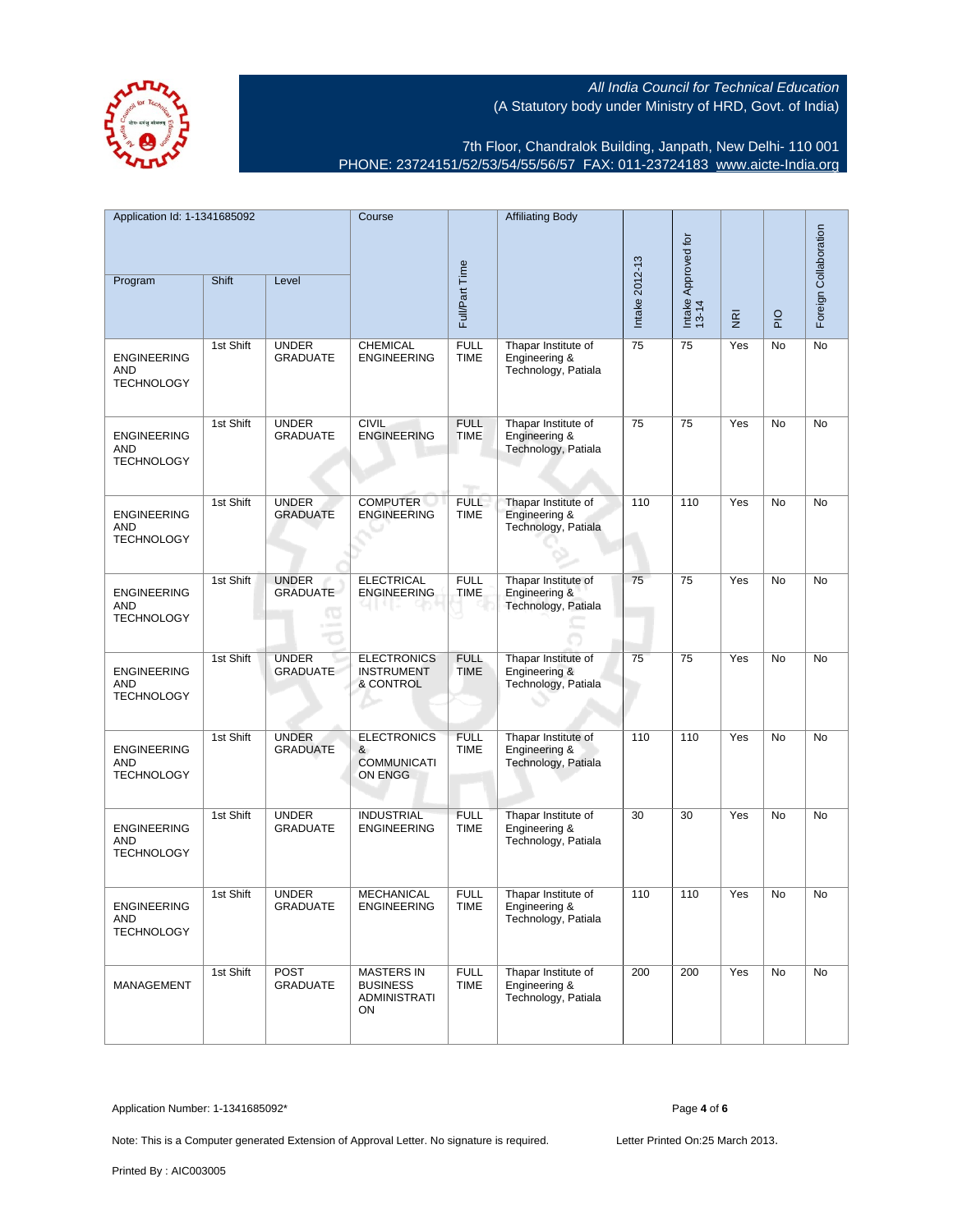All India Council for Technical Education
(A Statutory body under Ministry of HRD, Govt. of India)

7th Floor, Chandralok Building, Janpath, New Delhi- 110 001
PHONE: 23724151/52/53/54/55/56/57 FAX: 011-23724183 www.aicte-India.org

| Application Id: 1-1341685092 | | | Course | Full/Part Time | Affiliating Body | Intake 2012-13 | Intake Approved for 13-14 | NRI | PIO | Foreign Collaboration |
|---|---|---|---|---|---|---|---|---|---|---|
| Program | Shift | Level | | | | | | | | |
| ENGINEERING AND TECHNOLOGY | 1st Shift | UNDER GRADUATE | CHEMICAL ENGINEERING | FULL TIME | Thapar Institute of Engineering & Technology, Patiala | 75 | 75 | Yes | No | No |
| ENGINEERING AND TECHNOLOGY | 1st Shift | UNDER GRADUATE | CIVIL ENGINEERING | FULL TIME | Thapar Institute of Engineering & Technology, Patiala | 75 | 75 | Yes | No | No |
| ENGINEERING AND TECHNOLOGY | 1st Shift | UNDER GRADUATE | COMPUTER ENGINEERING | FULL TIME | Thapar Institute of Engineering & Technology, Patiala | 110 | 110 | Yes | No | No |
| ENGINEERING AND TECHNOLOGY | 1st Shift | UNDER GRADUATE | ELECTRICAL ENGINEERING | FULL TIME | Thapar Institute of Engineering & Technology, Patiala | 75 | 75 | Yes | No | No |
| ENGINEERING AND TECHNOLOGY | 1st Shift | UNDER GRADUATE | ELECTRONICS INSTRUMENT & CONTROL | FULL TIME | Thapar Institute of Engineering & Technology, Patiala | 75 | 75 | Yes | No | No |
| ENGINEERING AND TECHNOLOGY | 1st Shift | UNDER GRADUATE | ELECTRONICS & COMMUNICATION ENGG | FULL TIME | Thapar Institute of Engineering & Technology, Patiala | 110 | 110 | Yes | No | No |
| ENGINEERING AND TECHNOLOGY | 1st Shift | UNDER GRADUATE | INDUSTRIAL ENGINEERING | FULL TIME | Thapar Institute of Engineering & Technology, Patiala | 30 | 30 | Yes | No | No |
| ENGINEERING AND TECHNOLOGY | 1st Shift | UNDER GRADUATE | MECHANICAL ENGINEERING | FULL TIME | Thapar Institute of Engineering & Technology, Patiala | 110 | 110 | Yes | No | No |
| MANAGEMENT | 1st Shift | POST GRADUATE | MASTERS IN BUSINESS ADMINISTRATION | FULL TIME | Thapar Institute of Engineering & Technology, Patiala | 200 | 200 | Yes | No | No |

Application Number: 1-1341685092*

Note: This is a Computer generated Extension of Approval Letter. No signature is required. Letter Printed On:25 March 2013.

Printed By : AIC003005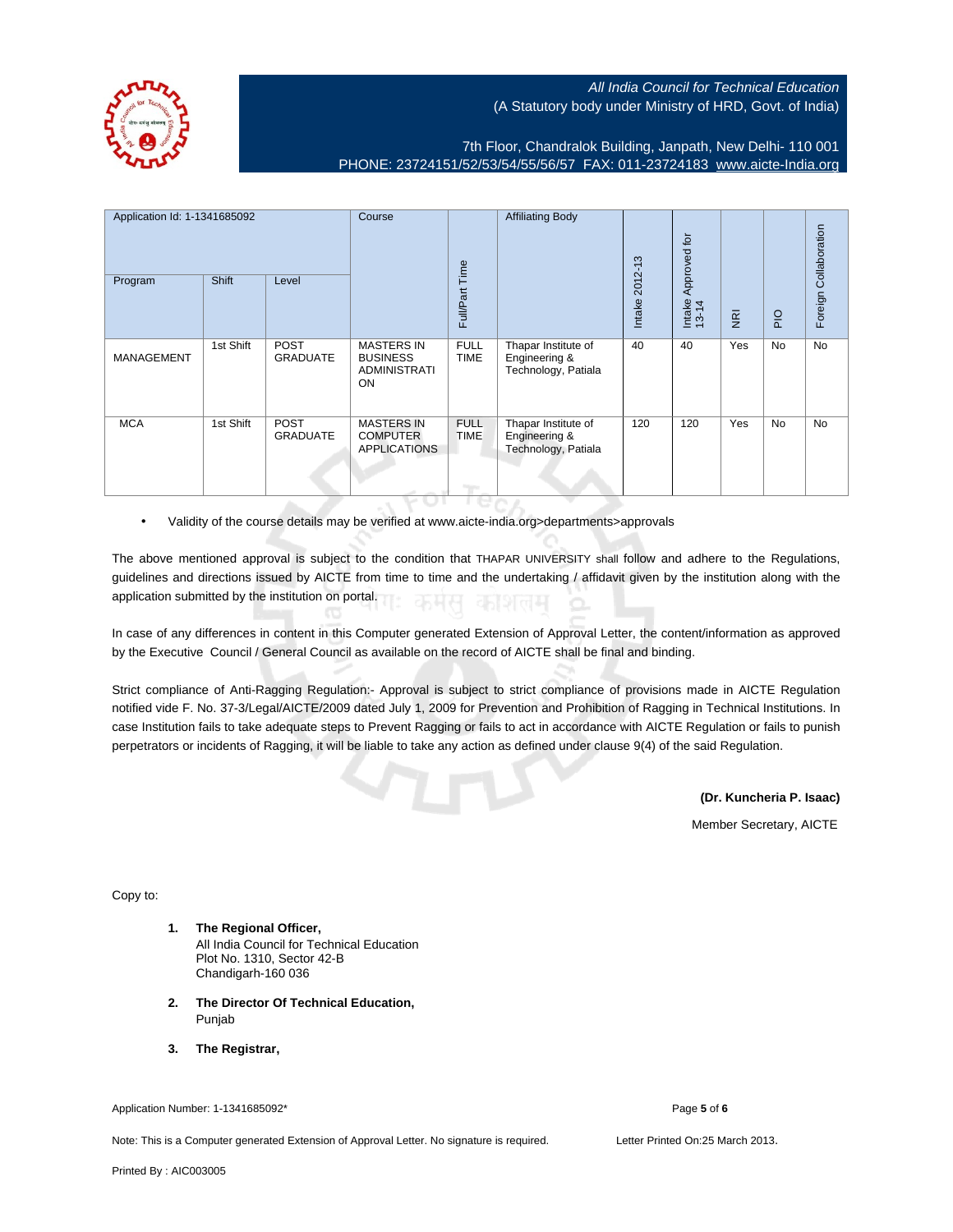All India Council for Technical Education
(A Statutory body under Ministry of HRD, Govt. of India)

7th Floor, Chandralok Building, Janpath, New Delhi- 110 001
PHONE: 23724151/52/53/54/55/56/57 FAX: 011-23724183 www.aicte-India.org

| Application Id: 1-1341685092 | | | Course | Full/Part Time | Affiliating Body | Intake 2012-13 | Intake Approved for 13-14 | NRI | PIO | Foreign Collaboration |
|---|---|---|---|---|---|---|---|---|---|---|
| Program | Shift | Level | | | | | | | | |
| MANAGEMENT | 1st Shift | POST GRADUATE | MASTERS IN BUSINESS ADMINISTRATION | FULL TIME | Thapar Institute of Engineering & Technology, Patiala | 40 | 40 | Yes | No | No |
| MCA | 1st Shift | POST GRADUATE | MASTERS IN COMPUTER APPLICATIONS | FULL TIME | Thapar Institute of Engineering & Technology, Patiala | 120 | 120 | Yes | No | No |

- Validity of the course details may be verified at www.aicte-india.org>departments>approvals

The above mentioned approval is subject to the condition that THAPAR UNIVERSITY shall follow and adhere to the Regulations, guidelines and directions issued by AICTE from time to time and the undertaking / affidavit given by the institution along with the application submitted by the institution on portal.

In case of any differences in content in this Computer generated Extension of Approval Letter, the content/information as approved by the Executive Council / General Council as available on the record of AICTE shall be final and binding.

Strict compliance of Anti-Ragging Regulation:- Approval is subject to strict compliance of provisions made in AICTE Regulation notified vide F. No. 37-3/Legal/AICTE/2009 dated July 1, 2009 for Prevention and Prohibition of Ragging in Technical Institutions. In case Institution fails to take adequate steps to Prevent Ragging or fails to act in accordance with AICTE Regulation or fails to punish perpetrators or incidents of Ragging, it will be liable to take any action as defined under clause 9(4) of the said Regulation.

**(Dr. Kuncheria P. Isaac)**

Member Secretary, AICTE

Copy to:

1. **The Regional Officer,**
   All India Council for Technical Education
   Plot No. 1310, Sector 42-B
   Chandigarh-160 036
2. **The Director Of Technical Education,**
   Punjab
3. **The Registrar,**

Application Number: 1-1341685092*

Note: This is a Computer generated Extension of Approval Letter. No signature is required. Letter Printed On:25 March 2013.

Printed By : AIC003005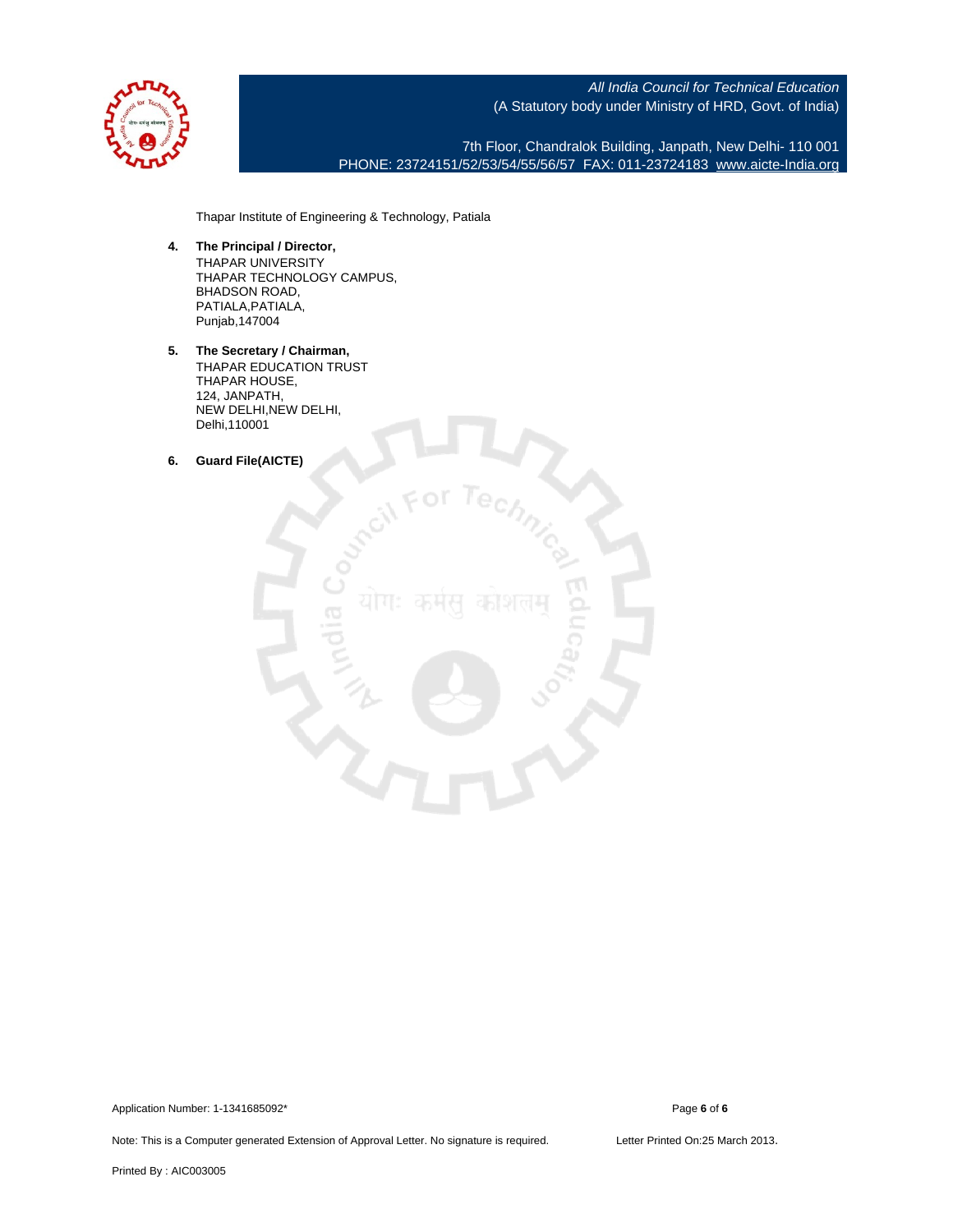Thapar Institute of Engineering & Technology, Patiala

4. **The Principal / Director,**
   THAPAR UNIVERSITY
   THAPAR TECHNOLOGY CAMPUS,
   BHADSON ROAD,
   PATIALA,PATIALA,
   Punjab,147004

5. **The Secretary / Chairman,**
   THAPAR EDUCATION TRUST
   THAPAR HOUSE,
   124, JANPATH,
   NEW DELHI,NEW DELHI,
   Delhi,110001

6. **Guard File(AICTE)**

Application Number: 1-1341685092*

Note: This is a Computer generated Extension of Approval Letter. No signature is required.

Letter Printed On:25 March 2013.

Printed By : AIC003005